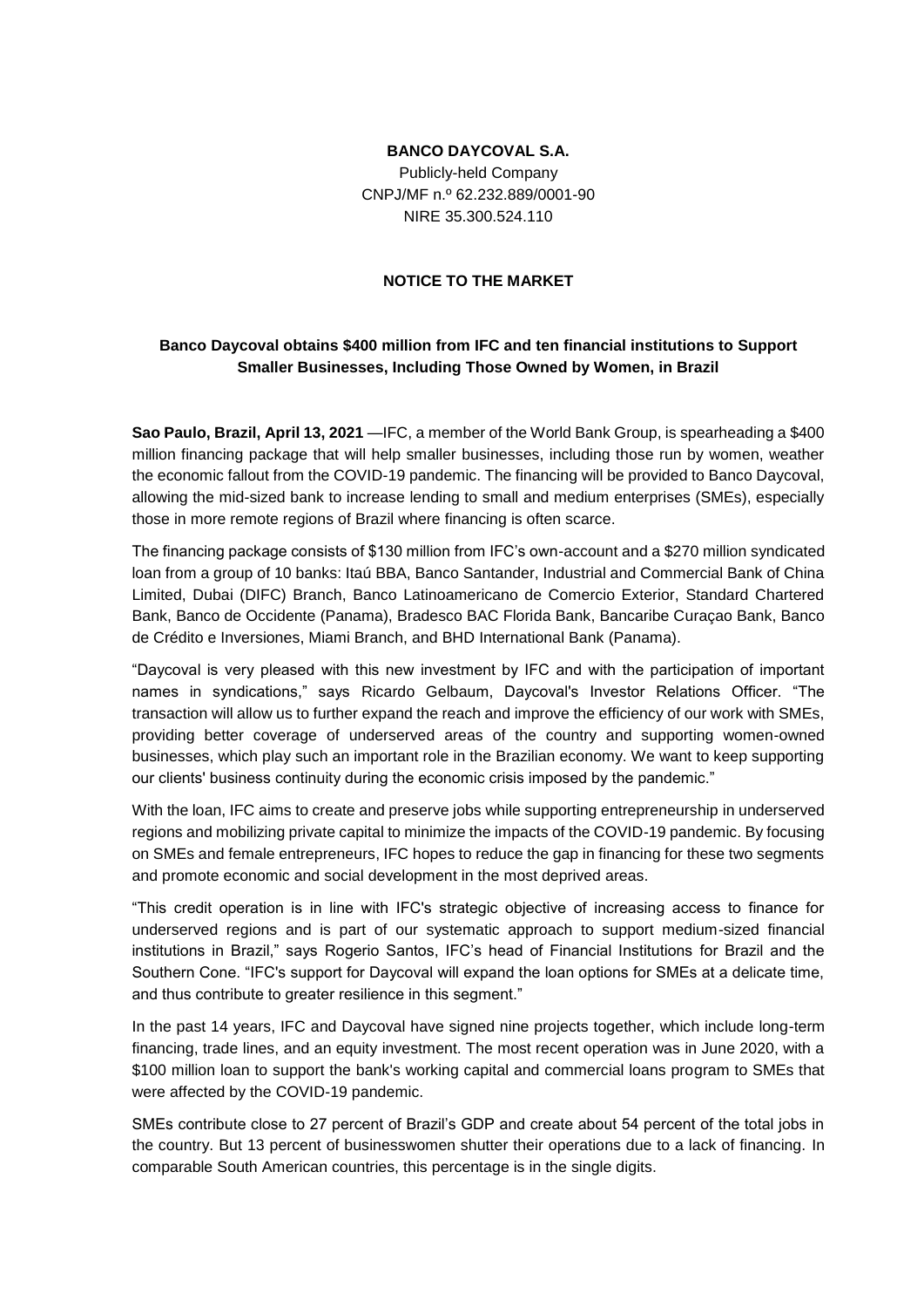**BANCO DAYCOVAL S.A.**

Publicly-held Company

CNPJ/MF n.º 62.232.889/0001-90

NIRE 35.300.524.110

**NOTICE TO THE MARKET**

**Banco Daycoval obtains $400 million from IFC and ten financial institutions to Support Smaller Businesses, Including Those Owned by Women, in Brazil**

**Sao Paulo, Brazil, April 13, 2021** —IFC, a member of the World Bank Group, is spearheading a $400 million financing package that will help smaller businesses, including those run by women, weather the economic fallout from the COVID-19 pandemic. The financing will be provided to Banco Daycoval, allowing the mid-sized bank to increase lending to small and medium enterprises (SMEs), especially those in more remote regions of Brazil where financing is often scarce.

The financing package consists of $130 million from IFC's own-account and a $270 million syndicated loan from a group of 10 banks: Itaú BBA, Banco Santander, Industrial and Commercial Bank of China Limited, Dubai (DIFC) Branch, Banco Latinoamericano de Comercio Exterior, Standard Chartered Bank, Banco de Occidente (Panama), Bradesco BAC Florida Bank, Bancaribe Curaçao Bank, Banco de Crédito e Inversiones, Miami Branch, and BHD International Bank (Panama).

"Daycoval is very pleased with this new investment by IFC and with the participation of important names in syndications," says Ricardo Gelbaum, Daycoval's Investor Relations Officer. "The transaction will allow us to further expand the reach and improve the efficiency of our work with SMEs, providing better coverage of underserved areas of the country and supporting women-owned businesses, which play such an important role in the Brazilian economy. We want to keep supporting our clients' business continuity during the economic crisis imposed by the pandemic."

With the loan, IFC aims to create and preserve jobs while supporting entrepreneurship in underserved regions and mobilizing private capital to minimize the impacts of the COVID-19 pandemic. By focusing on SMEs and female entrepreneurs, IFC hopes to reduce the gap in financing for these two segments and promote economic and social development in the most deprived areas.

"This credit operation is in line with IFC's strategic objective of increasing access to finance for underserved regions and is part of our systematic approach to support medium-sized financial institutions in Brazil," says Rogerio Santos, IFC's head of Financial Institutions for Brazil and the Southern Cone. "IFC's support for Daycoval will expand the loan options for SMEs at a delicate time, and thus contribute to greater resilience in this segment."

In the past 14 years, IFC and Daycoval have signed nine projects together, which include long-term financing, trade lines, and an equity investment. The most recent operation was in June 2020, with a $100 million loan to support the bank's working capital and commercial loans program to SMEs that were affected by the COVID-19 pandemic.

SMEs contribute close to 27 percent of Brazil's GDP and create about 54 percent of the total jobs in the country. But 13 percent of businesswomen shutter their operations due to a lack of financing. In comparable South American countries, this percentage is in the single digits.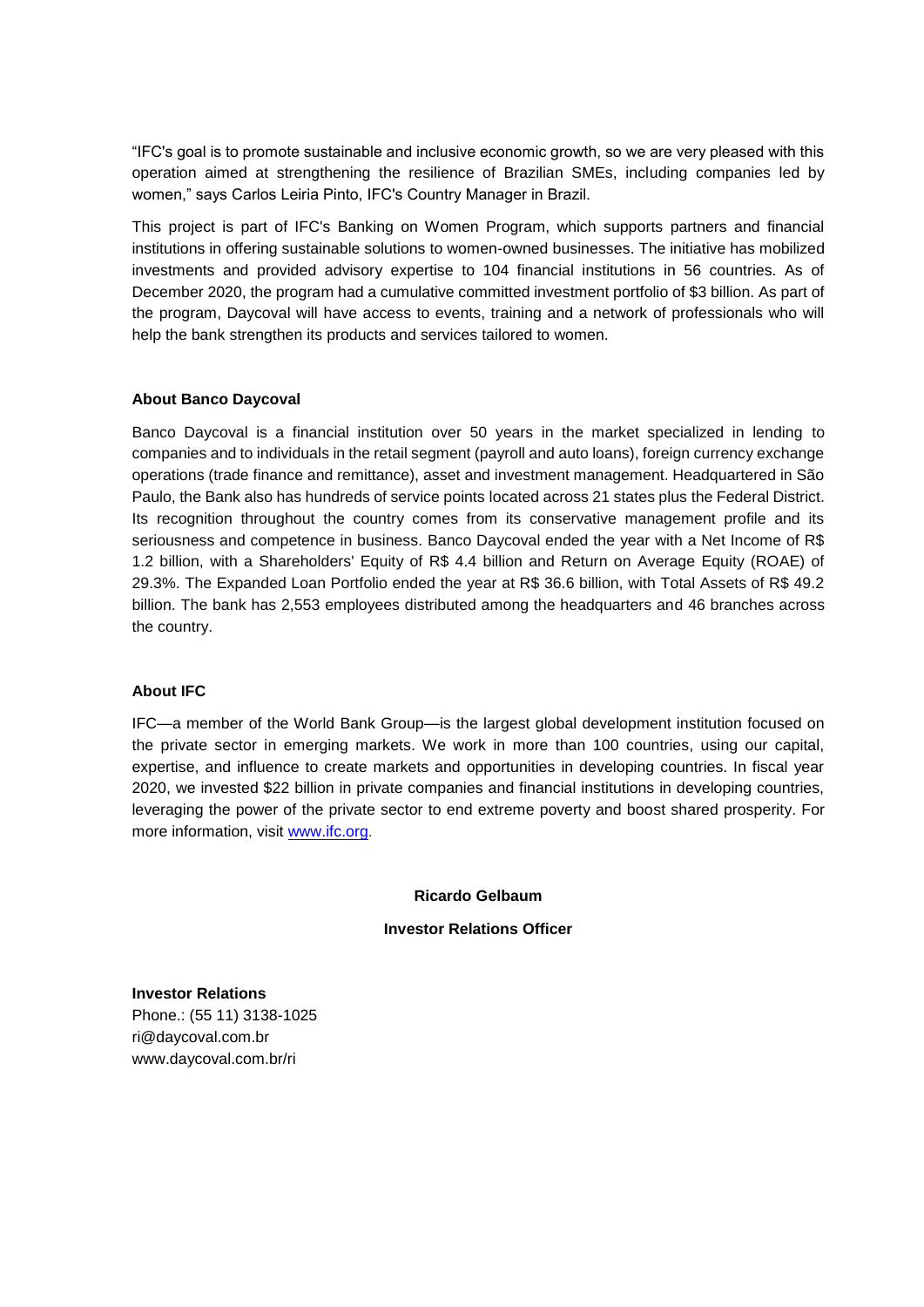“IFC's goal is to promote sustainable and inclusive economic growth, so we are very pleased with this operation aimed at strengthening the resilience of Brazilian SMEs, including companies led by women,” says Carlos Leiria Pinto, IFC's Country Manager in Brazil.

This project is part of IFC's Banking on Women Program, which supports partners and financial institutions in offering sustainable solutions to women-owned businesses. The initiative has mobilized investments and provided advisory expertise to 104 financial institutions in 56 countries. As of December 2020, the program had a cumulative committed investment portfolio of $3 billion. As part of the program, Daycoval will have access to events, training and a network of professionals who will help the bank strengthen its products and services tailored to women.

**About Banco Daycoval**

Banco Daycoval is a financial institution over 50 years in the market specialized in lending to companies and to individuals in the retail segment (payroll and auto loans), foreign currency exchange operations (trade finance and remittance), asset and investment management. Headquartered in São Paulo, the Bank also has hundreds of service points located across 21 states plus the Federal District. Its recognition throughout the country comes from its conservative management profile and its seriousness and competence in business. Banco Daycoval ended the year with a Net Income of R$ 1.2 billion, with a Shareholders' Equity of R$ 4.4 billion and Return on Average Equity (ROAE) of 29.3%. The Expanded Loan Portfolio ended the year at R$ 36.6 billion, with Total Assets of R$ 49.2 billion. The bank has 2,553 employees distributed among the headquarters and 46 branches across the country.

**About IFC**

IFC—a member of the World Bank Group—is the largest global development institution focused on the private sector in emerging markets. We work in more than 100 countries, using our capital, expertise, and influence to create markets and opportunities in developing countries. In fiscal year 2020, we invested $22 billion in private companies and financial institutions in developing countries, leveraging the power of the private sector to end extreme poverty and boost shared prosperity. For more information, visit [www.ifc.org](http://www.ifc.org).

**Ricardo Gelbaum**

**Investor Relations Officer**

**Investor Relations**
Phone.: (55 11) 3138-1025
ri@daycoval.com.br
www.daycoval.com.br/ri